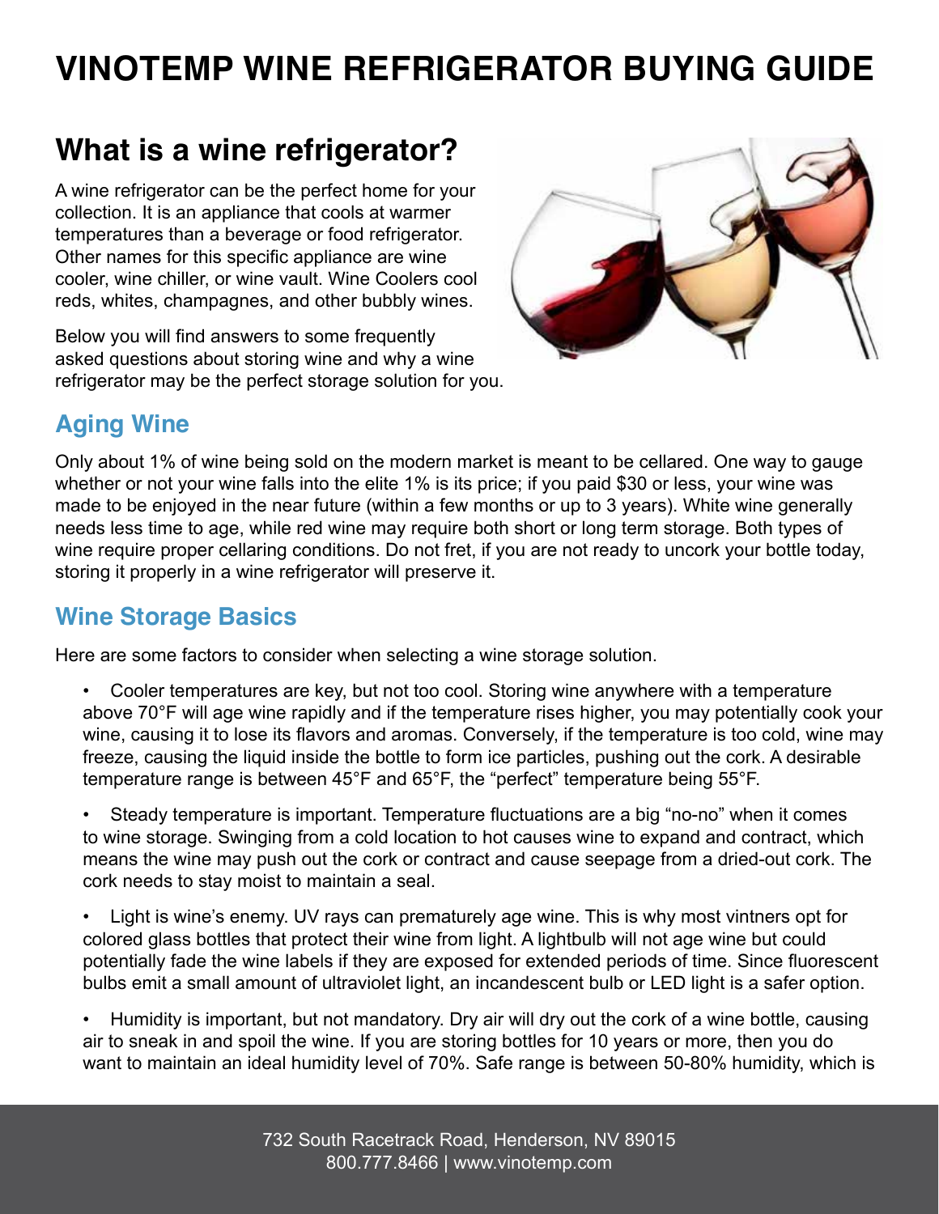# VINOTEMP WINE REFRIGERATOR BUYING GUIDE

## What is a wine refrigerator?

A wine refrigerator can be the perfect home for your collection. It is an appliance that cools at warmer temperatures than a beverage or food refrigerator. Other names for this specific appliance are wine cooler, wine chiller, or wine vault. Wine Coolers cool reds, whites, champagnes, and other bubbly wines.

Below you will find answers to some frequently asked questions about storing wine and why a wine refrigerator may be the perfect storage solution for you.

### Aging Wine

Only about 1% of wine being sold on the modern market is meant to be cellared. One way to gauge whether or not your wine falls into the elite 1% is its price; if you paid $30 or less, your wine was made to be enjoyed in the near future (within a few months or up to 3 years). White wine generally needs less time to age, while red wine may require both short or long term storage. Both types of wine require proper cellaring conditions. Do not fret, if you are not ready to uncork your bottle today, storing it properly in a wine refrigerator will preserve it.

### Wine Storage Basics

Here are some factors to consider when selecting a wine storage solution.

- Cooler temperatures are key, but not too cool. Storing wine anywhere with a temperature above 70°F will age wine rapidly and if the temperature rises higher, you may potentially cook your wine, causing it to lose its flavors and aromas. Conversely, if the temperature is too cold, wine may freeze, causing the liquid inside the bottle to form ice particles, pushing out the cork. A desirable temperature range is between 45°F and 65°F, the "perfect" temperature being 55°F.

- Steady temperature is important. Temperature fluctuations are a big "no-no" when it comes to wine storage. Swinging from a cold location to hot causes wine to expand and contract, which means the wine may push out the cork or contract and cause seepage from a dried-out cork. The cork needs to stay moist to maintain a seal.

- Light is wine's enemy. UV rays can prematurely age wine. This is why most vintners opt for colored glass bottles that protect their wine from light. A lightbulb will not age wine but could potentially fade the wine labels if they are exposed for extended periods of time. Since fluorescent bulbs emit a small amount of ultraviolet light, an incandescent bulb or LED light is a safer option.

- Humidity is important, but not mandatory. Dry air will dry out the cork of a wine bottle, causing air to sneak in and spoil the wine. If you are storing bottles for 10 years or more, then you do want to maintain an ideal humidity level of 70%. Safe range is between 50-80% humidity, which is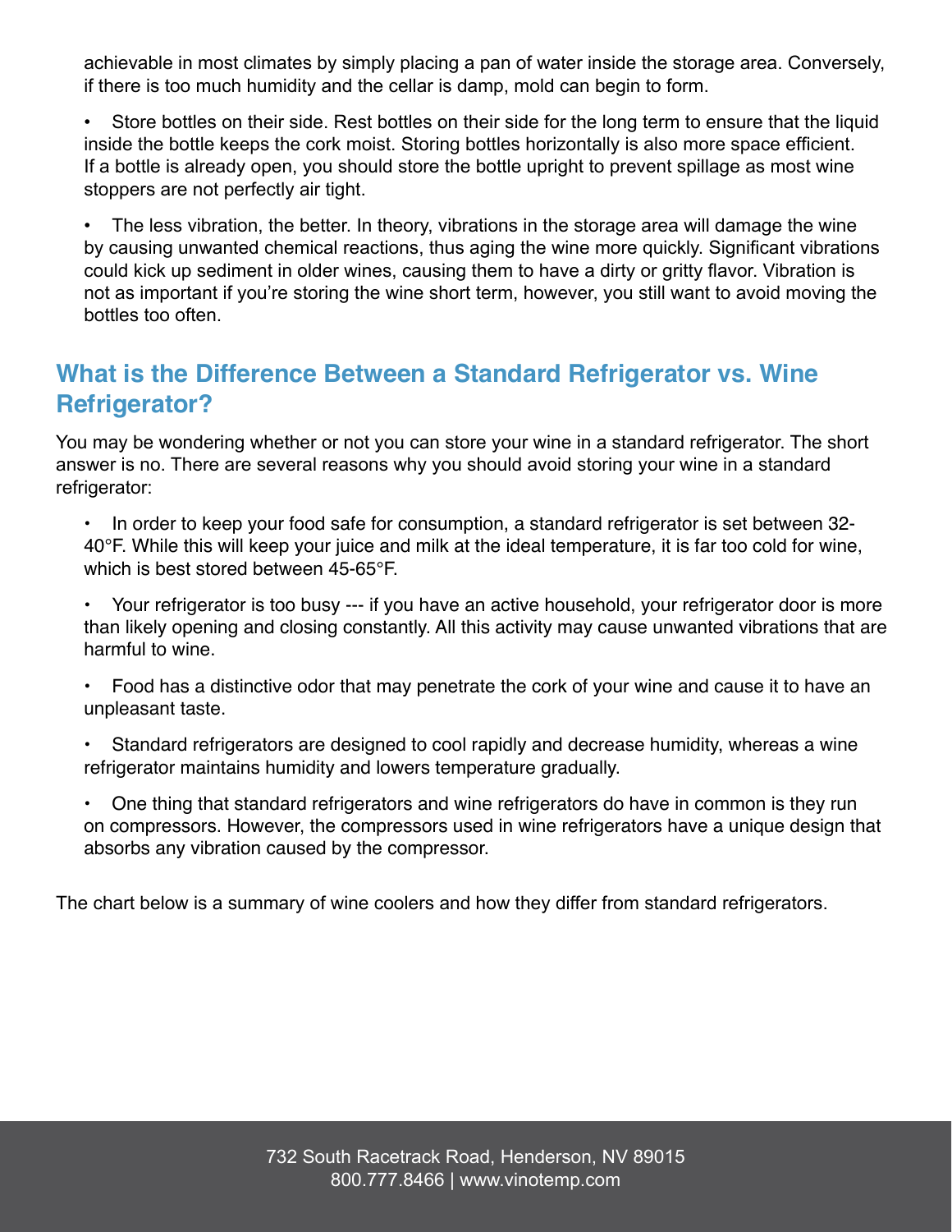achievable in most climates by simply placing a pan of water inside the storage area. Conversely, if there is too much humidity and the cellar is damp, mold can begin to form.

- Store bottles on their side. Rest bottles on their side for the long term to ensure that the liquid inside the bottle keeps the cork moist. Storing bottles horizontally is also more space efficient. If a bottle is already open, you should store the bottle upright to prevent spillage as most wine stoppers are not perfectly air tight.

- The less vibration, the better. In theory, vibrations in the storage area will damage the wine by causing unwanted chemical reactions, thus aging the wine more quickly. Significant vibrations could kick up sediment in older wines, causing them to have a dirty or gritty flavor. Vibration is not as important if you're storing the wine short term, however, you still want to avoid moving the bottles too often.

## What is the Difference Between a Standard Refrigerator vs. Wine Refrigerator?

You may be wondering whether or not you can store your wine in a standard refrigerator. The short answer is no. There are several reasons why you should avoid storing your wine in a standard refrigerator:

- In order to keep your food safe for consumption, a standard refrigerator is set between 32-40°F. While this will keep your juice and milk at the ideal temperature, it is far too cold for wine, which is best stored between 45-65°F.

- Your refrigerator is too busy --- if you have an active household, your refrigerator door is more than likely opening and closing constantly. All this activity may cause unwanted vibrations that are harmful to wine.

- Food has a distinctive odor that may penetrate the cork of your wine and cause it to have an unpleasant taste.

- Standard refrigerators are designed to cool rapidly and decrease humidity, whereas a wine refrigerator maintains humidity and lowers temperature gradually.

- One thing that standard refrigerators and wine refrigerators do have in common is they run on compressors. However, the compressors used in wine refrigerators have a unique design that absorbs any vibration caused by the compressor.

The chart below is a summary of wine coolers and how they differ from standard refrigerators.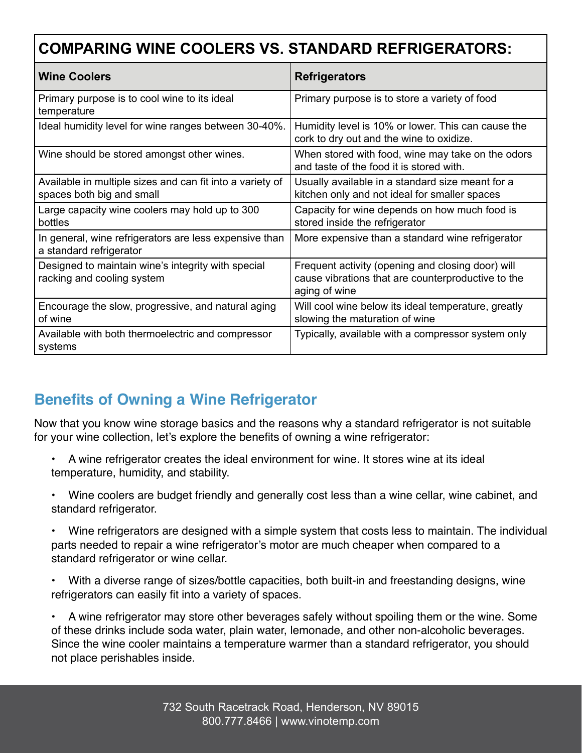## COMPARING WINE COOLERS VS. STANDARD REFRIGERATORS:

| Wine Coolers | Refrigerators |
|---|---|
| Primary purpose is to cool wine to its ideal temperature | Primary purpose is to store a variety of food |
| Ideal humidity level for wine ranges between 30-40%. | Humidity level is 10% or lower. This can cause the cork to dry out and the wine to oxidize. |
| Wine should be stored amongst other wines. | When stored with food, wine may take on the odors and taste of the food it is stored with. |
| Available in multiple sizes and can fit into a variety of spaces both big and small | Usually available in a standard size meant for a kitchen only and not ideal for smaller spaces |
| Large capacity wine coolers may hold up to 300 bottles | Capacity for wine depends on how much food is stored inside the refrigerator |
| In general, wine refrigerators are less expensive than a standard refrigerator | More expensive than a standard wine refrigerator |
| Designed to maintain wine's integrity with special racking and cooling system | Frequent activity (opening and closing door) will cause vibrations that are counterproductive to the aging of wine |
| Encourage the slow, progressive, and natural aging of wine | Will cool wine below its ideal temperature, greatly slowing the maturation of wine |
| Available with both thermoelectric and compressor systems | Typically, available with a compressor system only |

## Benefits of Owning a Wine Refrigerator

Now that you know wine storage basics and the reasons why a standard refrigerator is not suitable for your wine collection, let's explore the benefits of owning a wine refrigerator:

- A wine refrigerator creates the ideal environment for wine. It stores wine at its ideal temperature, humidity, and stability.
- Wine coolers are budget friendly and generally cost less than a wine cellar, wine cabinet, and standard refrigerator.
- Wine refrigerators are designed with a simple system that costs less to maintain. The individual parts needed to repair a wine refrigerator's motor are much cheaper when compared to a standard refrigerator or wine cellar.
- With a diverse range of sizes/bottle capacities, both built-in and freestanding designs, wine refrigerators can easily fit into a variety of spaces.
- A wine refrigerator may store other beverages safely without spoiling them or the wine. Some of these drinks include soda water, plain water, lemonade, and other non-alcoholic beverages. Since the wine cooler maintains a temperature warmer than a standard refrigerator, you should not place perishables inside.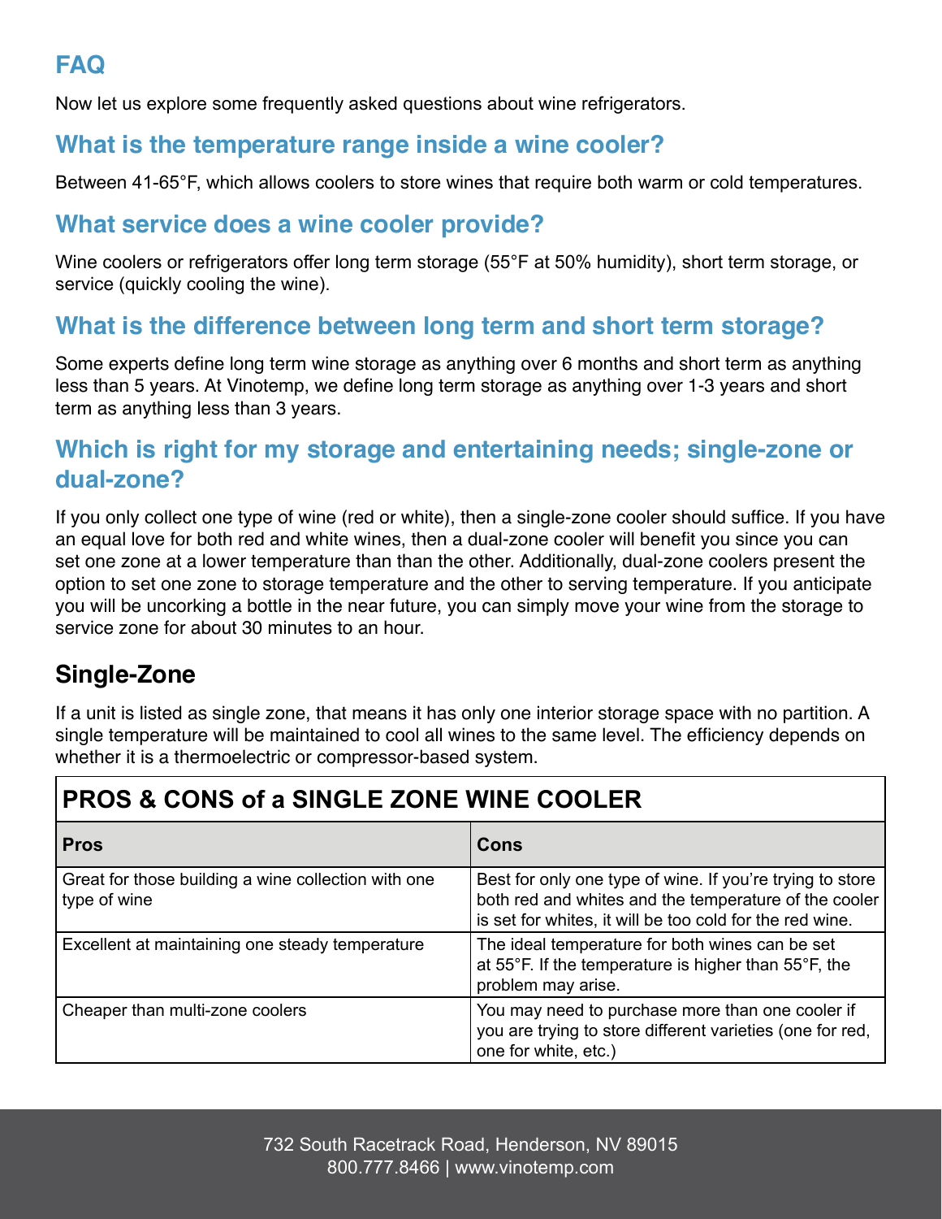## FAQ

Now let us explore some frequently asked questions about wine refrigerators.

### What is the temperature range inside a wine cooler?

Between 41-65°F, which allows coolers to store wines that require both warm or cold temperatures.

### What service does a wine cooler provide?

Wine coolers or refrigerators offer long term storage (55°F at 50% humidity), short term storage, or service (quickly cooling the wine).

### What is the difference between long term and short term storage?

Some experts define long term wine storage as anything over 6 months and short term as anything less than 5 years. At Vinotemp, we define long term storage as anything over 1-3 years and short term as anything less than 3 years.

### Which is right for my storage and entertaining needs; single-zone or dual-zone?

If you only collect one type of wine (red or white), then a single-zone cooler should suffice. If you have an equal love for both red and white wines, then a dual-zone cooler will benefit you since you can set one zone at a lower temperature than than the other. Additionally, dual-zone coolers present the option to set one zone to storage temperature and the other to serving temperature. If you anticipate you will be uncorking a bottle in the near future, you can simply move your wine from the storage to service zone for about 30 minutes to an hour.

## Single-Zone

If a unit is listed as single zone, that means it has only one interior storage space with no partition. A single temperature will be maintained to cool all wines to the same level. The efficiency depends on whether it is a thermoelectric or compressor-based system.

**PROS & CONS of a SINGLE ZONE WINE COOLER**

| Pros | Cons |
|---|---|
| Great for those building a wine collection with one type of wine | Best for only one type of wine. If you're trying to store both red and whites and the temperature of the cooler is set for whites, it will be too cold for the red wine. |
| Excellent at maintaining one steady temperature | The ideal temperature for both wines can be set at 55°F. If the temperature is higher than 55°F, the problem may arise. |
| Cheaper than multi-zone coolers | You may need to purchase more than one cooler if you are trying to store different varieties (one for red, one for white, etc.) |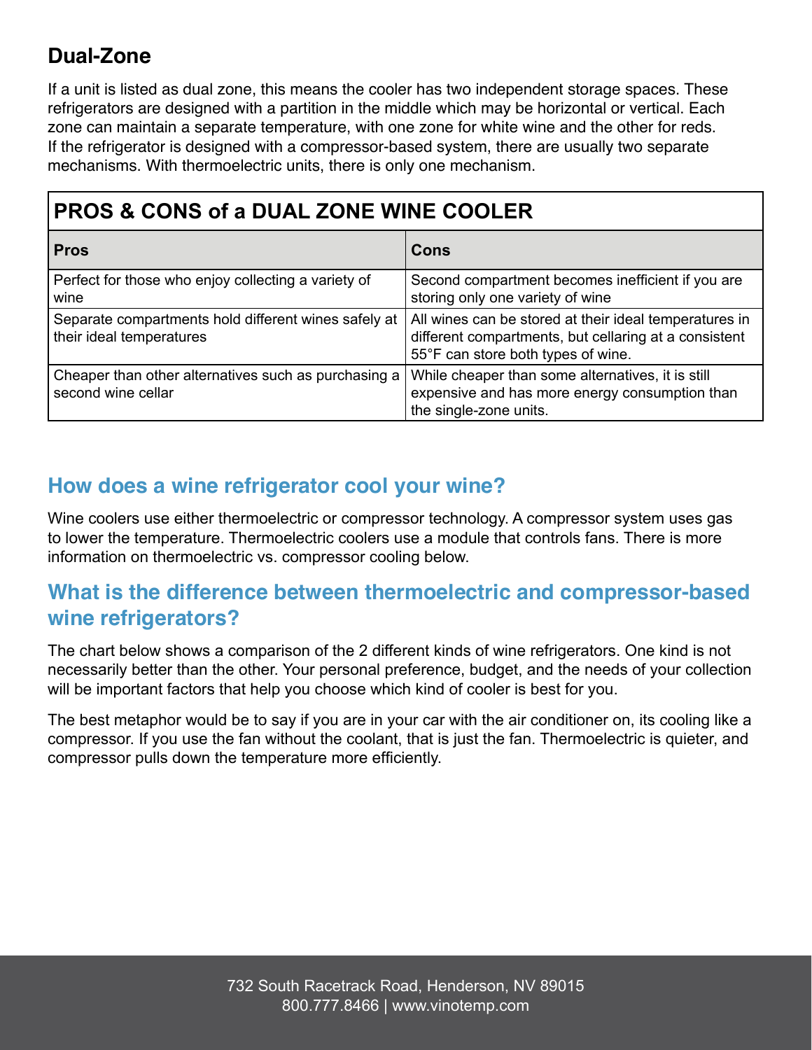## Dual-Zone

If a unit is listed as dual zone, this means the cooler has two independent storage spaces. These refrigerators are designed with a partition in the middle which may be horizontal or vertical. Each zone can maintain a separate temperature, with one zone for white wine and the other for reds. If the refrigerator is designed with a compressor-based system, there are usually two separate mechanisms. With thermoelectric units, there is only one mechanism.

| PROS & CONS of a DUAL ZONE WINE COOLER | |
|---|---|
| **Pros** | **Cons** |
| Perfect for those who enjoy collecting a variety of wine | Second compartment becomes inefficient if you are storing only one variety of wine |
| Separate compartments hold different wines safely at their ideal temperatures | All wines can be stored at their ideal temperatures in different compartments, but cellaring at a consistent 55°F can store both types of wine. |
| Cheaper than other alternatives such as purchasing a second wine cellar | While cheaper than some alternatives, it is still expensive and has more energy consumption than the single-zone units. |

## How does a wine refrigerator cool your wine?

Wine coolers use either thermoelectric or compressor technology. A compressor system uses gas to lower the temperature. Thermoelectric coolers use a module that controls fans. There is more information on thermoelectric vs. compressor cooling below.

## What is the difference between thermoelectric and compressor-based wine refrigerators?

The chart below shows a comparison of the 2 different kinds of wine refrigerators. One kind is not necessarily better than the other. Your personal preference, budget, and the needs of your collection will be important factors that help you choose which kind of cooler is best for you.

The best metaphor would be to say if you are in your car with the air conditioner on, its cooling like a compressor. If you use the fan without the coolant, that is just the fan. Thermoelectric is quieter, and compressor pulls down the temperature more efficiently.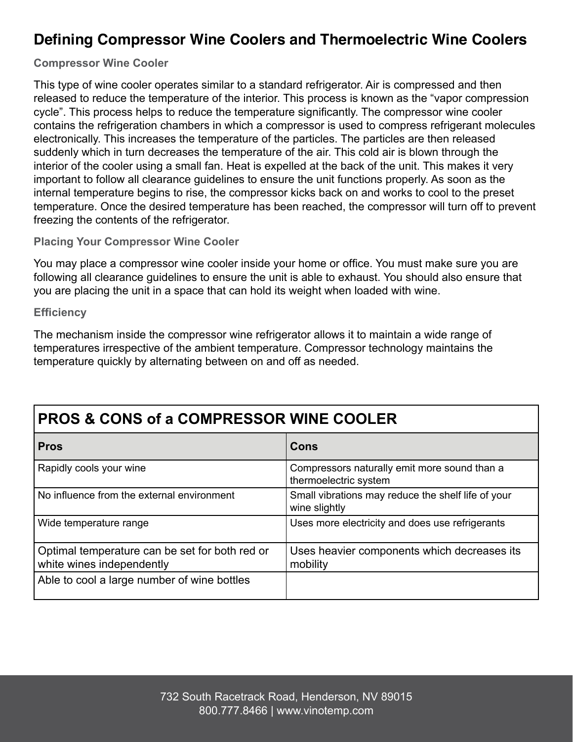## Defining Compressor Wine Coolers and Thermoelectric Wine Coolers

### Compressor Wine Cooler

This type of wine cooler operates similar to a standard refrigerator. Air is compressed and then released to reduce the temperature of the interior. This process is known as the "vapor compression cycle". This process helps to reduce the temperature significantly. The compressor wine cooler contains the refrigeration chambers in which a compressor is used to compress refrigerant molecules electronically. This increases the temperature of the particles. The particles are then released suddenly which in turn decreases the temperature of the air. This cold air is blown through the interior of the cooler using a small fan. Heat is expelled at the back of the unit. This makes it very important to follow all clearance guidelines to ensure the unit functions properly. As soon as the internal temperature begins to rise, the compressor kicks back on and works to cool to the preset temperature. Once the desired temperature has been reached, the compressor will turn off to prevent freezing the contents of the refrigerator.

### Placing Your Compressor Wine Cooler

You may place a compressor wine cooler inside your home or office. You must make sure you are following all clearance guidelines to ensure the unit is able to exhaust. You should also ensure that you are placing the unit in a space that can hold its weight when loaded with wine.

### Efficiency

The mechanism inside the compressor wine refrigerator allows it to maintain a wide range of temperatures irrespective of the ambient temperature. Compressor technology maintains the temperature quickly by alternating between on and off as needed.

**PROS & CONS of a COMPRESSOR WINE COOLER**

| Pros | Cons |
|---|---|
| Rapidly cools your wine | Compressors naturally emit more sound than a thermoelectric system |
| No influence from the external environment | Small vibrations may reduce the shelf life of your wine slightly |
| Wide temperature range | Uses more electricity and does use refrigerants |
| Optimal temperature can be set for both red or white wines independently | Uses heavier components which decreases its mobility |
| Able to cool a large number of wine bottles | |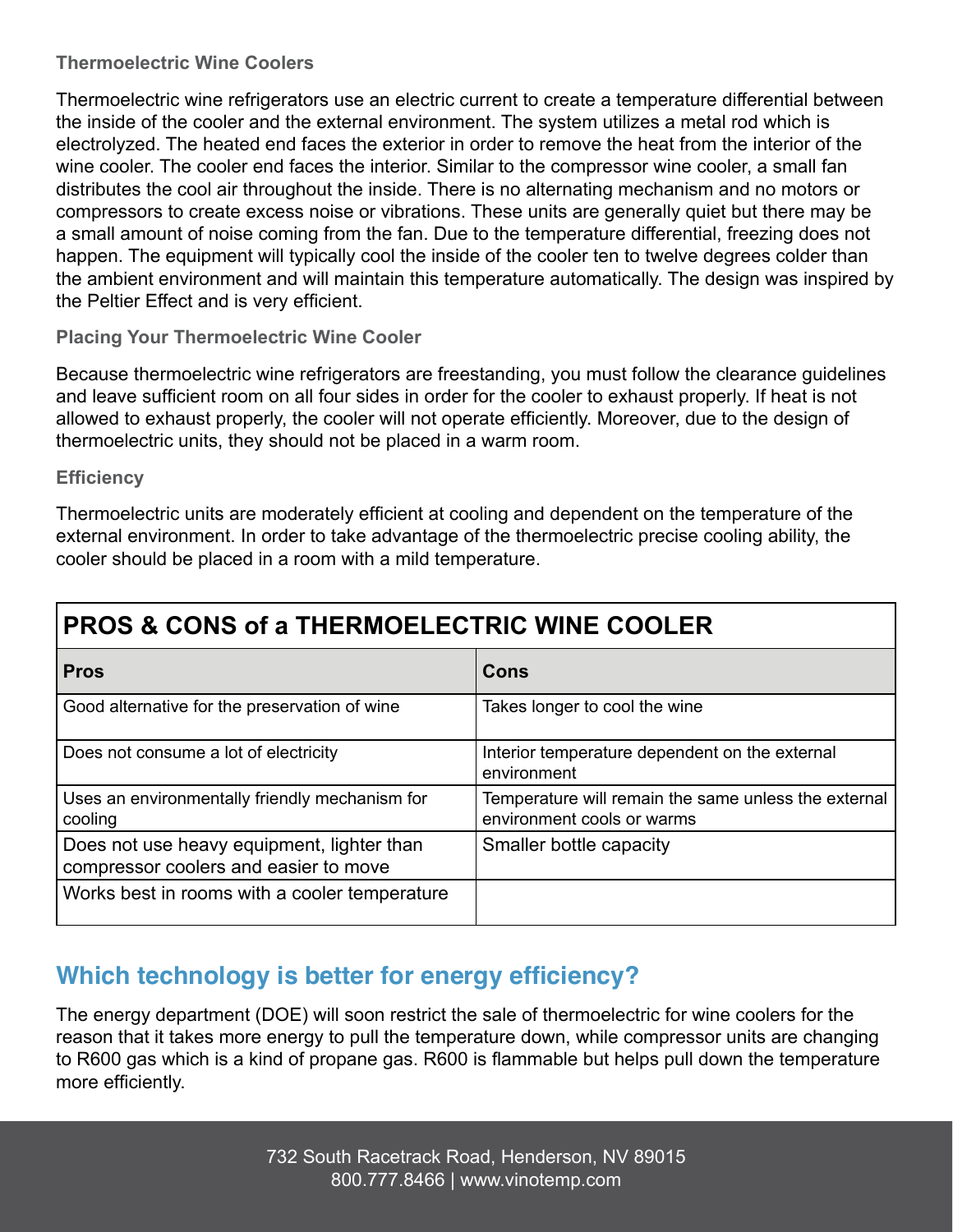### Thermoelectric Wine Coolers

Thermoelectric wine refrigerators use an electric current to create a temperature differential between the inside of the cooler and the external environment. The system utilizes a metal rod which is electrolyzed. The heated end faces the exterior in order to remove the heat from the interior of the wine cooler. The cooler end faces the interior. Similar to the compressor wine cooler, a small fan distributes the cool air throughout the inside. There is no alternating mechanism and no motors or compressors to create excess noise or vibrations. These units are generally quiet but there may be a small amount of noise coming from the fan. Due to the temperature differential, freezing does not happen. The equipment will typically cool the inside of the cooler ten to twelve degrees colder than the ambient environment and will maintain this temperature automatically. The design was inspired by the Peltier Effect and is very efficient.

### Placing Your Thermoelectric Wine Cooler

Because thermoelectric wine refrigerators are freestanding, you must follow the clearance guidelines and leave sufficient room on all four sides in order for the cooler to exhaust properly. If heat is not allowed to exhaust properly, the cooler will not operate efficiently. Moreover, due to the design of thermoelectric units, they should not be placed in a warm room.

### Efficiency

Thermoelectric units are moderately efficient at cooling and dependent on the temperature of the external environment. In order to take advantage of the thermoelectric precise cooling ability, the cooler should be placed in a room with a mild temperature.

**PROS & CONS of a THERMOELECTRIC WINE COOLER**

| Pros | Cons |
|---|---|
| Good alternative for the preservation of wine | Takes longer to cool the wine |
| Does not consume a lot of electricity | Interior temperature dependent on the external environment |
| Uses an environmentally friendly mechanism for cooling | Temperature will remain the same unless the external environment cools or warms |
| Does not use heavy equipment, lighter than compressor coolers and easier to move | Smaller bottle capacity |
| Works best in rooms with a cooler temperature | |

## Which technology is better for energy efficiency?

The energy department (DOE) will soon restrict the sale of thermoelectric for wine coolers for the reason that it takes more energy to pull the temperature down, while compressor units are changing to R600 gas which is a kind of propane gas. R600 is flammable but helps pull down the temperature more efficiently.

732 South Racetrack Road, Henderson, NV 89015
800.777.8466 | www.vinotemp.com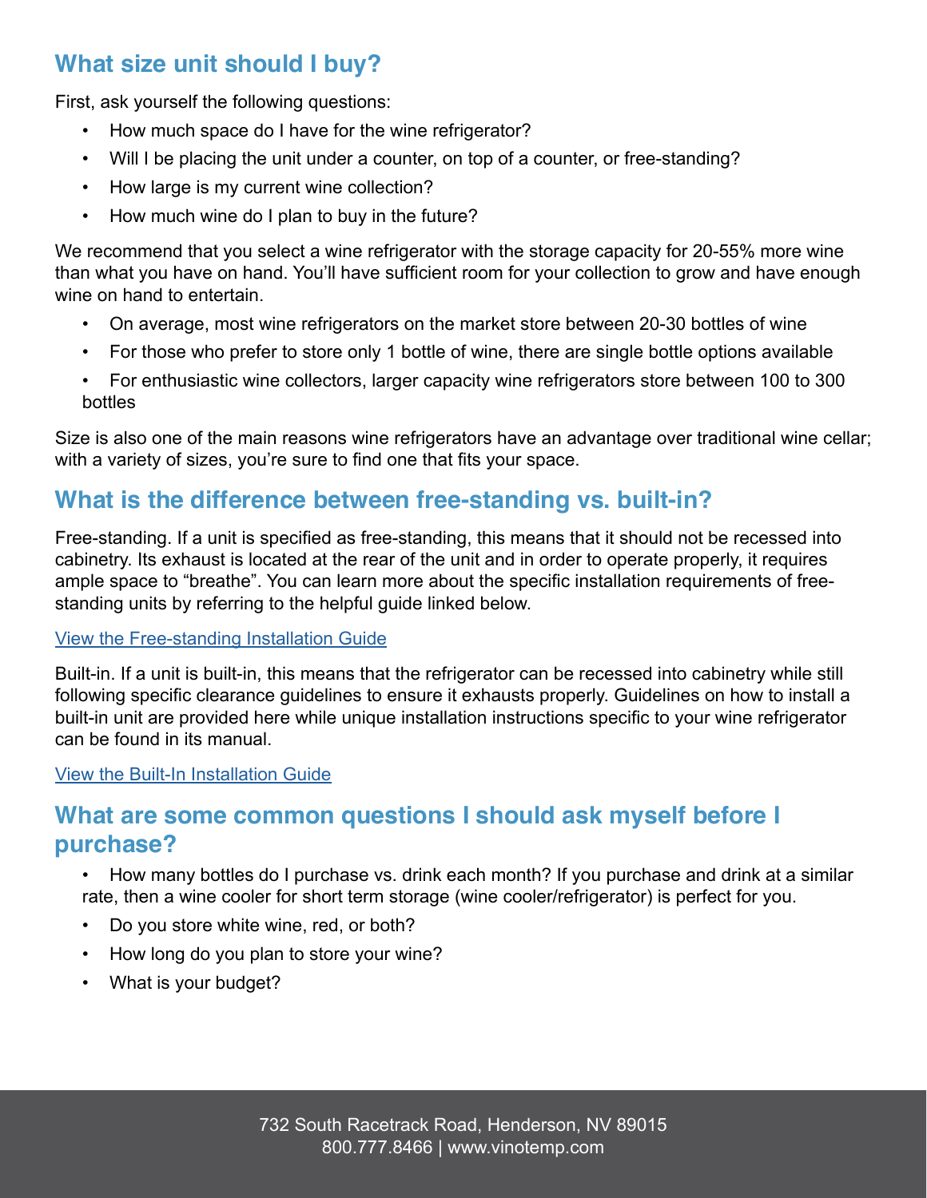## What size unit should I buy?

First, ask yourself the following questions:

- How much space do I have for the wine refrigerator?
- Will I be placing the unit under a counter, on top of a counter, or free-standing?
- How large is my current wine collection?
- How much wine do I plan to buy in the future?

We recommend that you select a wine refrigerator with the storage capacity for 20-55% more wine than what you have on hand. You'll have sufficient room for your collection to grow and have enough wine on hand to entertain.

- On average, most wine refrigerators on the market store between 20-30 bottles of wine
- For those who prefer to store only 1 bottle of wine, there are single bottle options available
- For enthusiastic wine collectors, larger capacity wine refrigerators store between 100 to 300 bottles

Size is also one of the main reasons wine refrigerators have an advantage over traditional wine cellar; with a variety of sizes, you're sure to find one that fits your space.

## What is the difference between free-standing vs. built-in?

Free-standing. If a unit is specified as free-standing, this means that it should not be recessed into cabinetry. Its exhaust is located at the rear of the unit and in order to operate properly, it requires ample space to "breathe". You can learn more about the specific installation requirements of free-standing units by referring to the helpful guide linked below.

View the Free-standing Installation Guide

Built-in. If a unit is built-in, this means that the refrigerator can be recessed into cabinetry while still following specific clearance guidelines to ensure it exhausts properly. Guidelines on how to install a built-in unit are provided here while unique installation instructions specific to your wine refrigerator can be found in its manual.

View the Built-In Installation Guide

## What are some common questions I should ask myself before I purchase?

- How many bottles do I purchase vs. drink each month? If you purchase and drink at a similar rate, then a wine cooler for short term storage (wine cooler/refrigerator) is perfect for you.
- Do you store white wine, red, or both?
- How long do you plan to store your wine?
- What is your budget?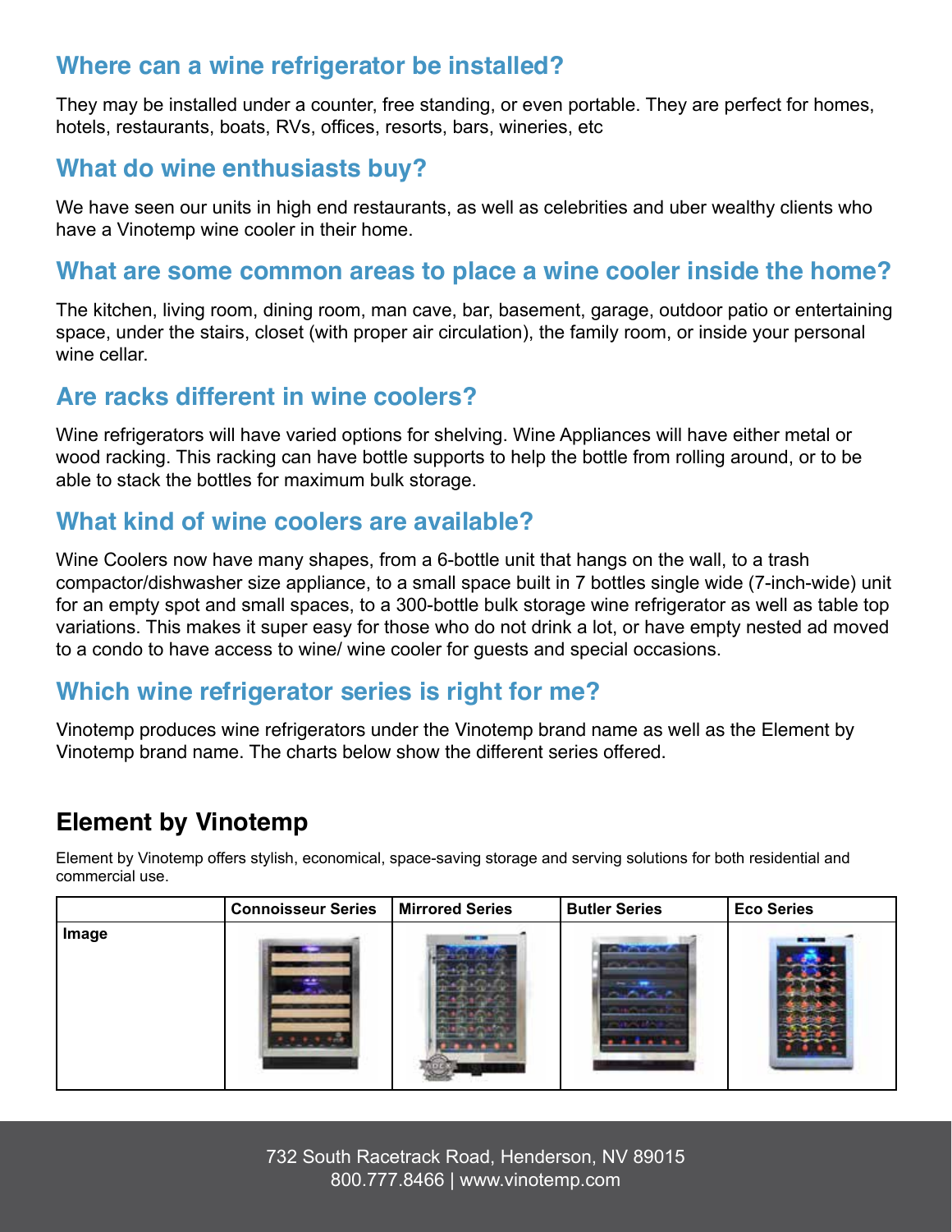## Where can a wine refrigerator be installed?

They may be installed under a counter, free standing, or even portable. They are perfect for homes, hotels, restaurants, boats, RVs, offices, resorts, bars, wineries, etc

## What do wine enthusiasts buy?

We have seen our units in high end restaurants, as well as celebrities and uber wealthy clients who have a Vinotemp wine cooler in their home.

## What are some common areas to place a wine cooler inside the home?

The kitchen, living room, dining room, man cave, bar, basement, garage, outdoor patio or entertaining space, under the stairs, closet (with proper air circulation), the family room, or inside your personal wine cellar.

## Are racks different in wine coolers?

Wine refrigerators will have varied options for shelving. Wine Appliances will have either metal or wood racking. This racking can have bottle supports to help the bottle from rolling around, or to be able to stack the bottles for maximum bulk storage.

## What kind of wine coolers are available?

Wine Coolers now have many shapes, from a 6-bottle unit that hangs on the wall, to a trash compactor/dishwasher size appliance, to a small space built in 7 bottles single wide (7-inch-wide) unit for an empty spot and small spaces, to a 300-bottle bulk storage wine refrigerator as well as table top variations. This makes it super easy for those who do not drink a lot, or have empty nested ad moved to a condo to have access to wine/ wine cooler for guests and special occasions.

## Which wine refrigerator series is right for me?

Vinotemp produces wine refrigerators under the Vinotemp brand name as well as the Element by Vinotemp brand name. The charts below show the different series offered.

## Element by Vinotemp

Element by Vinotemp offers stylish, economical, space-saving storage and serving solutions for both residential and commercial use.

| | Connoisseur Series | Mirrored Series | Butler Series | Eco Series |
|---|---|---|---|---|
| Image | | | | |

732 South Racetrack Road, Henderson, NV 89015
800.777.8466 | www.vinotemp.com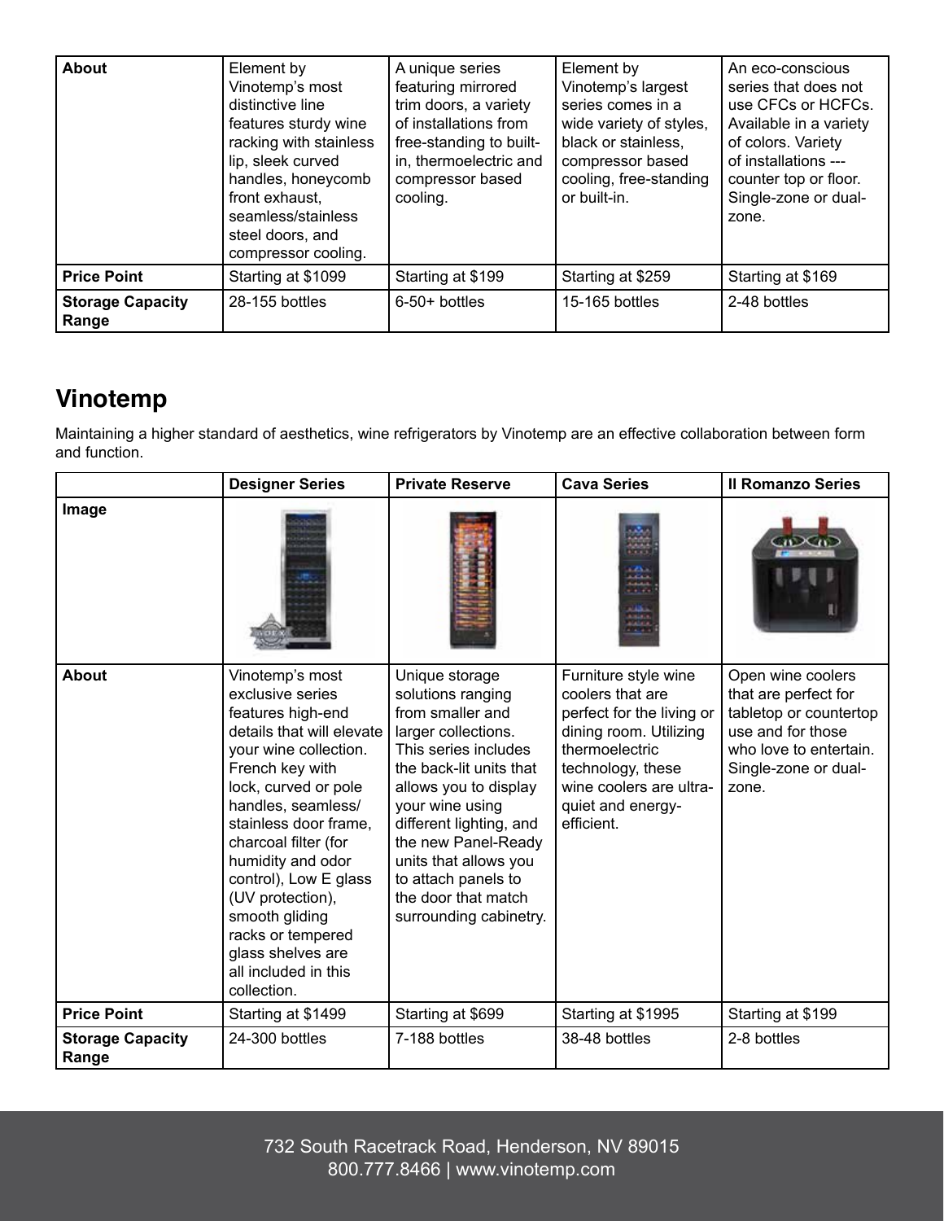| About | Element by Vinotemp's most distinctive line features sturdy wine racking with stainless lip, sleek curved handles, honeycomb front exhaust, seamless/stainless steel doors, and compressor cooling. | A unique series featuring mirrored trim doors, a variety of installations from free-standing to built-in, thermoelectric and compressor based cooling. | Element by Vinotemp's largest series comes in a wide variety of styles, black or stainless, compressor based cooling, free-standing or built-in. | An eco-conscious series that does not use CFCs or HCFCs. Available in a variety of colors. Variety of installations --- counter top or floor. Single-zone or dual-zone. |
|---|---|---|---|---|
| **Price Point** | Starting at $1099 | Starting at $199 | Starting at $259 | Starting at $169 |
| **Storage Capacity Range** | 28-155 bottles | 6-50+ bottles | 15-165 bottles | 2-48 bottles |

## Vinotemp

Maintaining a higher standard of aesthetics, wine refrigerators by Vinotemp are an effective collaboration between form and function.

| | Designer Series | Private Reserve | Cava Series | Il Romanzo Series |
|---|---|---|---|---|
| **Image** | | | | |
| **About** | Vinotemp's most exclusive series features high-end details that will elevate your wine collection. French key with lock, curved or pole handles, seamless/ stainless door frame, charcoal filter (for humidity and odor control), Low E glass (UV protection), smooth gliding racks or tempered glass shelves are all included in this collection. | Unique storage solutions ranging from smaller and larger collections. This series includes the back-lit units that allows you to display your wine using different lighting, and the new Panel-Ready units that allows you to attach panels to the door that match surrounding cabinetry. | Furniture style wine coolers that are perfect for the living or dining room. Utilizing thermoelectric technology, these wine coolers are ultra-quiet and energy-efficient. | Open wine coolers that are perfect for tabletop or countertop use and for those who love to entertain. Single-zone or dual-zone. |
| **Price Point** | Starting at $1499 | Starting at $699 | Starting at $1995 | Starting at $199 |
| **Storage Capacity Range** | 24-300 bottles | 7-188 bottles | 38-48 bottles | 2-8 bottles |

732 South Racetrack Road, Henderson, NV 89015
800.777.8466 | www.vinotemp.com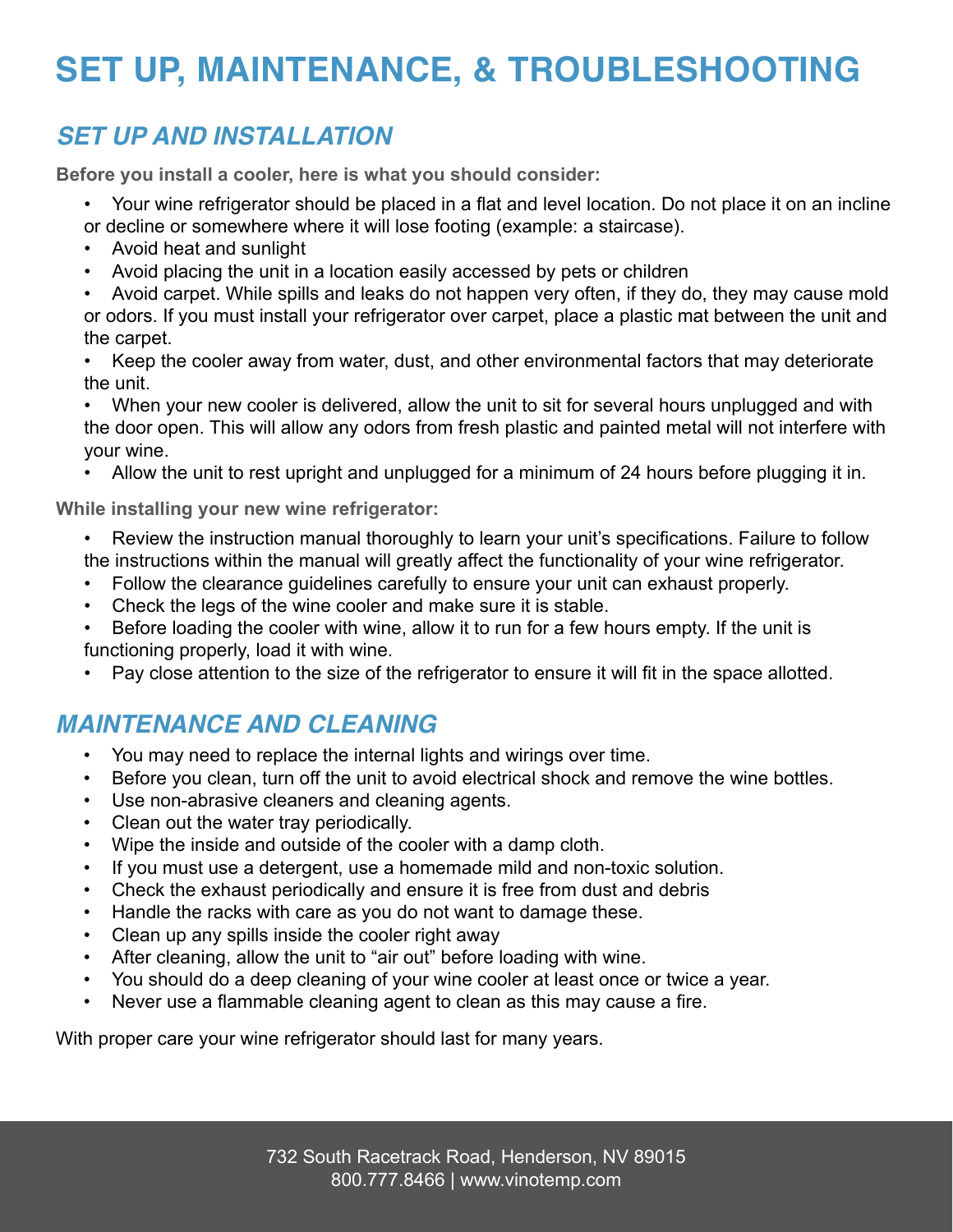# SET UP, MAINTENANCE, & TROUBLESHOOTING

## *SET UP AND INSTALLATION*

**Before you install a cooler, here is what you should consider:**

- Your wine refrigerator should be placed in a flat and level location. Do not place it on an incline or decline or somewhere where it will lose footing (example: a staircase).
- Avoid heat and sunlight
- Avoid placing the unit in a location easily accessed by pets or children
- Avoid carpet. While spills and leaks do not happen very often, if they do, they may cause mold or odors. If you must install your refrigerator over carpet, place a plastic mat between the unit and the carpet.
- Keep the cooler away from water, dust, and other environmental factors that may deteriorate the unit.
- When your new cooler is delivered, allow the unit to sit for several hours unplugged and with the door open. This will allow any odors from fresh plastic and painted metal will not interfere with your wine.
- Allow the unit to rest upright and unplugged for a minimum of 24 hours before plugging it in.

**While installing your new wine refrigerator:**

- Review the instruction manual thoroughly to learn your unit's specifications. Failure to follow the instructions within the manual will greatly affect the functionality of your wine refrigerator.
- Follow the clearance guidelines carefully to ensure your unit can exhaust properly.
- Check the legs of the wine cooler and make sure it is stable.
- Before loading the cooler with wine, allow it to run for a few hours empty. If the unit is functioning properly, load it with wine.
- Pay close attention to the size of the refrigerator to ensure it will fit in the space allotted.

## *MAINTENANCE AND CLEANING*

- You may need to replace the internal lights and wirings over time.
- Before you clean, turn off the unit to avoid electrical shock and remove the wine bottles.
- Use non-abrasive cleaners and cleaning agents.
- Clean out the water tray periodically.
- Wipe the inside and outside of the cooler with a damp cloth.
- If you must use a detergent, use a homemade mild and non-toxic solution.
- Check the exhaust periodically and ensure it is free from dust and debris
- Handle the racks with care as you do not want to damage these.
- Clean up any spills inside the cooler right away
- After cleaning, allow the unit to "air out" before loading with wine.
- You should do a deep cleaning of your wine cooler at least once or twice a year.
- Never use a flammable cleaning agent to clean as this may cause a fire.

With proper care your wine refrigerator should last for many years.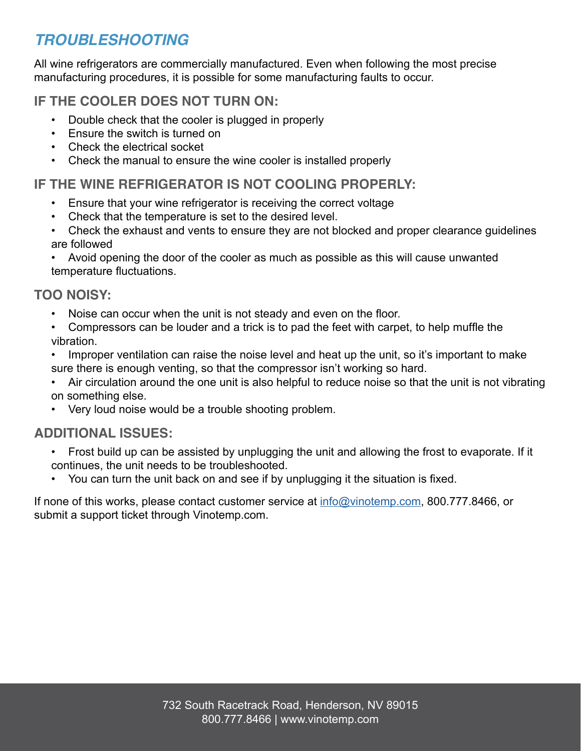# *TROUBLESHOOTING*

All wine refrigerators are commercially manufactured. Even when following the most precise manufacturing procedures, it is possible for some manufacturing faults to occur.

## IF THE COOLER DOES NOT TURN ON:

- Double check that the cooler is plugged in properly
- Ensure the switch is turned on
- Check the electrical socket
- Check the manual to ensure the wine cooler is installed properly

## IF THE WINE REFRIGERATOR IS NOT COOLING PROPERLY:

- Ensure that your wine refrigerator is receiving the correct voltage
- Check that the temperature is set to the desired level.
- Check the exhaust and vents to ensure they are not blocked and proper clearance guidelines are followed
- Avoid opening the door of the cooler as much as possible as this will cause unwanted temperature fluctuations.

## TOO NOISY:

- Noise can occur when the unit is not steady and even on the floor.
- Compressors can be louder and a trick is to pad the feet with carpet, to help muffle the vibration.
- Improper ventilation can raise the noise level and heat up the unit, so it's important to make sure there is enough venting, so that the compressor isn't working so hard.
- Air circulation around the one unit is also helpful to reduce noise so that the unit is not vibrating on something else.
- Very loud noise would be a trouble shooting problem.

## ADDITIONAL ISSUES:

- Frost build up can be assisted by unplugging the unit and allowing the frost to evaporate. If it continues, the unit needs to be troubleshooted.
- You can turn the unit back on and see if by unplugging it the situation is fixed.

If none of this works, please contact customer service at [info@vinotemp.com](mailto:info@vinotemp.com), 800.777.8466, or submit a support ticket through Vinotemp.com.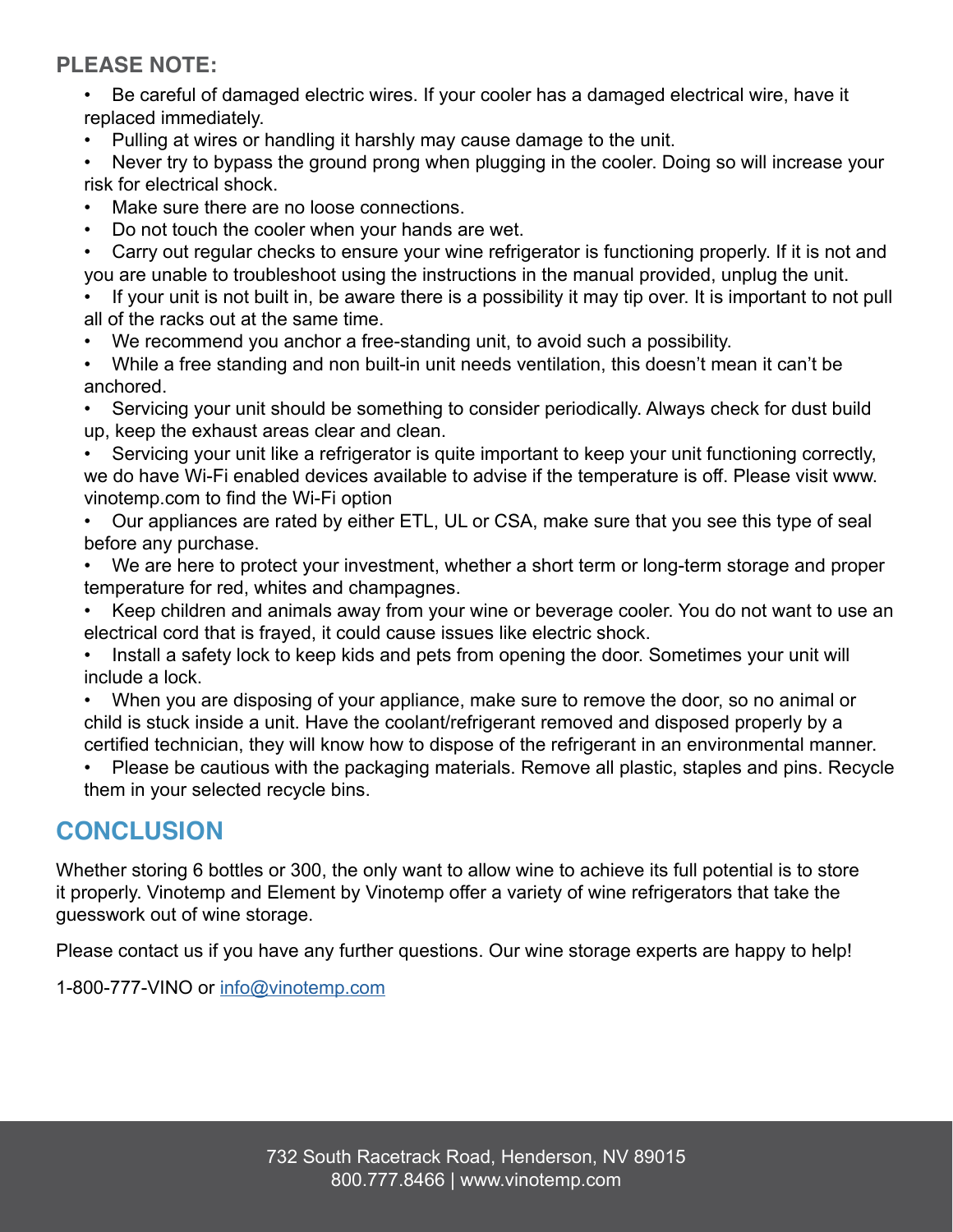**PLEASE NOTE:**

- Be careful of damaged electric wires. If your cooler has a damaged electrical wire, have it replaced immediately.
- Pulling at wires or handling it harshly may cause damage to the unit.
- Never try to bypass the ground prong when plugging in the cooler. Doing so will increase your risk for electrical shock.
- Make sure there are no loose connections.
- Do not touch the cooler when your hands are wet.
- Carry out regular checks to ensure your wine refrigerator is functioning properly. If it is not and you are unable to troubleshoot using the instructions in the manual provided, unplug the unit.
- If your unit is not built in, be aware there is a possibility it may tip over. It is important to not pull all of the racks out at the same time.
- We recommend you anchor a free-standing unit, to avoid such a possibility.
- While a free standing and non built-in unit needs ventilation, this doesn't mean it can't be anchored.
- Servicing your unit should be something to consider periodically. Always check for dust build up, keep the exhaust areas clear and clean.
- Servicing your unit like a refrigerator is quite important to keep your unit functioning correctly, we do have Wi-Fi enabled devices available to advise if the temperature is off. Please visit www.vinotemp.com to find the Wi-Fi option
- Our appliances are rated by either ETL, UL or CSA, make sure that you see this type of seal before any purchase.
- We are here to protect your investment, whether a short term or long-term storage and proper temperature for red, whites and champagnes.
- Keep children and animals away from your wine or beverage cooler. You do not want to use an electrical cord that is frayed, it could cause issues like electric shock.
- Install a safety lock to keep kids and pets from opening the door. Sometimes your unit will include a lock.
- When you are disposing of your appliance, make sure to remove the door, so no animal or child is stuck inside a unit. Have the coolant/refrigerant removed and disposed properly by a certified technician, they will know how to dispose of the refrigerant in an environmental manner.
- Please be cautious with the packaging materials. Remove all plastic, staples and pins. Recycle them in your selected recycle bins.

## CONCLUSION

Whether storing 6 bottles or 300, the only want to allow wine to achieve its full potential is to store it properly. Vinotemp and Element by Vinotemp offer a variety of wine refrigerators that take the guesswork out of wine storage.

Please contact us if you have any further questions. Our wine storage experts are happy to help!

1-800-777-VINO or info@vinotemp.com

732 South Racetrack Road, Henderson, NV 89015
800.777.8466 | www.vinotemp.com